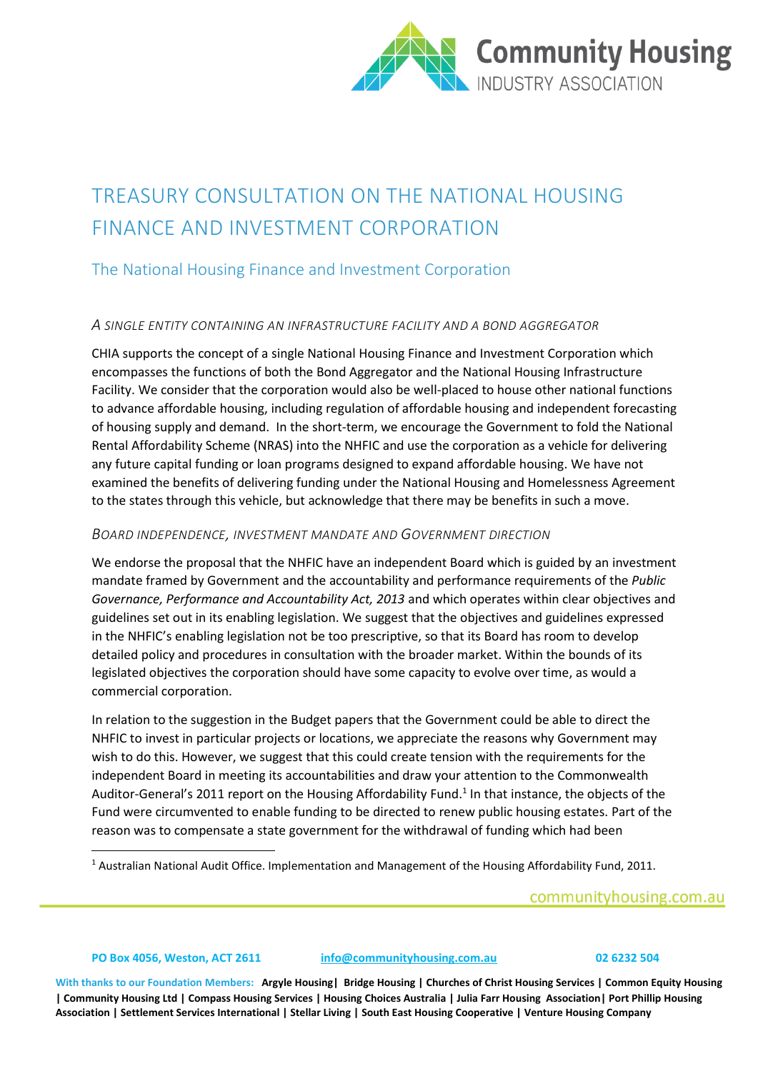# TREASURY CONSULTATION ON THE NATIONAL HOUSING FINANCE AND INVESTMENT CORPORATION

## The National Housing Finance and Investment Corporation

### *A SINGLE ENTITY CONTAINING AN INFRASTRUCTURE FACILITY AND A BOND AGGREGATOR*

CHIA supports the concept of a single National Housing Finance and Investment Corporation which encompasses the functions of both the Bond Aggregator and the National Housing Infrastructure Facility. We consider that the corporation would also be well-placed to house other national functions to advance affordable housing, including regulation of affordable housing and independent forecasting of housing supply and demand. In the short-term, we encourage the Government to fold the National Rental Affordability Scheme (NRAS) into the NHFIC and use the corporation as a vehicle for delivering any future capital funding or loan programs designed to expand affordable housing. We have not examined the benefits of delivering funding under the National Housing and Homelessness Agreement to the states through this vehicle, but acknowledge that there may be benefits in such a move.

### *BOARD INDEPENDENCE, INVESTMENT MANDATE AND GOVERNMENT DIRECTION*

We endorse the proposal that the NHFIC have an independent Board which is guided by an investment mandate framed by Government and the accountability and performance requirements of the *Public Governance, Performance and Accountability Act, 2013* and which operates within clear objectives and guidelines set out in its enabling legislation. We suggest that the objectives and guidelines expressed in the NHFIC's enabling legislation not be too prescriptive, so that its Board has room to develop detailed policy and procedures in consultation with the broader market. Within the bounds of its legislated objectives the corporation should have some capacity to evolve over time, as would a commercial corporation.

In relation to the suggestion in the Budget papers that the Government could be able to direct the NHFIC to invest in particular projects or locations, we appreciate the reasons why Government may wish to do this. However, we suggest that this could create tension with the requirements for the independent Board in meeting its accountabilities and draw your attention to the Commonwealth Auditor-General's 2011 report on the Housing Affordability Fund.[1] In that instance, the objects of the Fund were circumvented to enable funding to be directed to renew public housing estates. Part of the reason was to compensate a state government for the withdrawal of funding which had been

[1] Australian National Audit Office. Implementation and Management of the Housing Affordability Fund, 2011.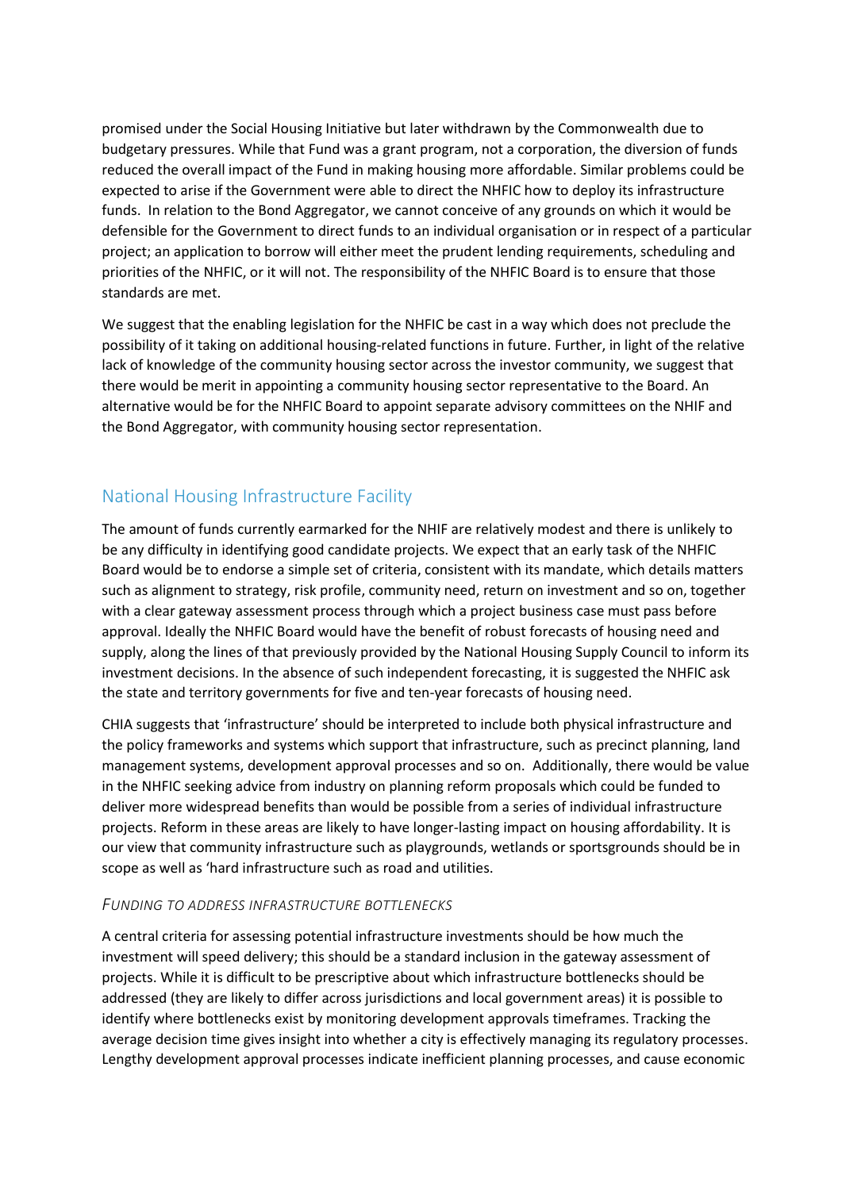promised under the Social Housing Initiative but later withdrawn by the Commonwealth due to budgetary pressures. While that Fund was a grant program, not a corporation, the diversion of funds reduced the overall impact of the Fund in making housing more affordable. Similar problems could be expected to arise if the Government were able to direct the NHFIC how to deploy its infrastructure funds. In relation to the Bond Aggregator, we cannot conceive of any grounds on which it would be defensible for the Government to direct funds to an individual organisation or in respect of a particular project; an application to borrow will either meet the prudent lending requirements, scheduling and priorities of the NHFIC, or it will not. The responsibility of the NHFIC Board is to ensure that those standards are met.

We suggest that the enabling legislation for the NHFIC be cast in a way which does not preclude the possibility of it taking on additional housing-related functions in future. Further, in light of the relative lack of knowledge of the community housing sector across the investor community, we suggest that there would be merit in appointing a community housing sector representative to the Board. An alternative would be for the NHFIC Board to appoint separate advisory committees on the NHIF and the Bond Aggregator, with community housing sector representation.

## National Housing Infrastructure Facility

The amount of funds currently earmarked for the NHIF are relatively modest and there is unlikely to be any difficulty in identifying good candidate projects. We expect that an early task of the NHFIC Board would be to endorse a simple set of criteria, consistent with its mandate, which details matters such as alignment to strategy, risk profile, community need, return on investment and so on, together with a clear gateway assessment process through which a project business case must pass before approval. Ideally the NHFIC Board would have the benefit of robust forecasts of housing need and supply, along the lines of that previously provided by the National Housing Supply Council to inform its investment decisions. In the absence of such independent forecasting, it is suggested the NHFIC ask the state and territory governments for five and ten-year forecasts of housing need.

CHIA suggests that 'infrastructure' should be interpreted to include both physical infrastructure and the policy frameworks and systems which support that infrastructure, such as precinct planning, land management systems, development approval processes and so on. Additionally, there would be value in the NHFIC seeking advice from industry on planning reform proposals which could be funded to deliver more widespread benefits than would be possible from a series of individual infrastructure projects. Reform in these areas are likely to have longer-lasting impact on housing affordability. It is our view that community infrastructure such as playgrounds, wetlands or sportsgrounds should be in scope as well as 'hard infrastructure such as road and utilities.

### *Funding to address infrastructure bottlenecks*

A central criteria for assessing potential infrastructure investments should be how much the investment will speed delivery; this should be a standard inclusion in the gateway assessment of projects. While it is difficult to be prescriptive about which infrastructure bottlenecks should be addressed (they are likely to differ across jurisdictions and local government areas) it is possible to identify where bottlenecks exist by monitoring development approvals timeframes. Tracking the average decision time gives insight into whether a city is effectively managing its regulatory processes. Lengthy development approval processes indicate inefficient planning processes, and cause economic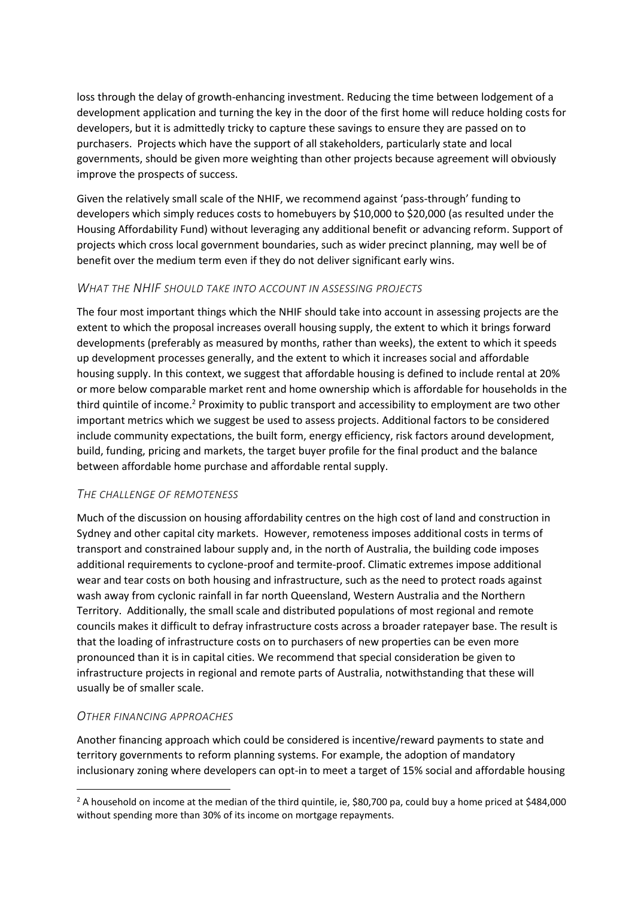loss through the delay of growth-enhancing investment. Reducing the time between lodgement of a development application and turning the key in the door of the first home will reduce holding costs for developers, but it is admittedly tricky to capture these savings to ensure they are passed on to purchasers. Projects which have the support of all stakeholders, particularly state and local governments, should be given more weighting than other projects because agreement will obviously improve the prospects of success.

Given the relatively small scale of the NHIF, we recommend against 'pass-through' funding to developers which simply reduces costs to homebuyers by $10,000 to $20,000 (as resulted under the Housing Affordability Fund) without leveraging any additional benefit or advancing reform. Support of projects which cross local government boundaries, such as wider precinct planning, may well be of benefit over the medium term even if they do not deliver significant early wins.

### *What the NHIF should take into account in assessing projects*

The four most important things which the NHIF should take into account in assessing projects are the extent to which the proposal increases overall housing supply, the extent to which it brings forward developments (preferably as measured by months, rather than weeks), the extent to which it speeds up development processes generally, and the extent to which it increases social and affordable housing supply. In this context, we suggest that affordable housing is defined to include rental at 20% or more below comparable market rent and home ownership which is affordable for households in the third quintile of income.[2] Proximity to public transport and accessibility to employment are two other important metrics which we suggest be used to assess projects. Additional factors to be considered include community expectations, the built form, energy efficiency, risk factors around development, build, funding, pricing and markets, the target buyer profile for the final product and the balance between affordable home purchase and affordable rental supply.

### *The challenge of remoteness*

Much of the discussion on housing affordability centres on the high cost of land and construction in Sydney and other capital city markets. However, remoteness imposes additional costs in terms of transport and constrained labour supply and, in the north of Australia, the building code imposes additional requirements to cyclone-proof and termite-proof. Climatic extremes impose additional wear and tear costs on both housing and infrastructure, such as the need to protect roads against wash away from cyclonic rainfall in far north Queensland, Western Australia and the Northern Territory. Additionally, the small scale and distributed populations of most regional and remote councils makes it difficult to defray infrastructure costs across a broader ratepayer base. The result is that the loading of infrastructure costs on to purchasers of new properties can be even more pronounced than it is in capital cities. We recommend that special consideration be given to infrastructure projects in regional and remote parts of Australia, notwithstanding that these will usually be of smaller scale.

### *Other financing approaches*

Another financing approach which could be considered is incentive/reward payments to state and territory governments to reform planning systems. For example, the adoption of mandatory inclusionary zoning where developers can opt-in to meet a target of 15% social and affordable housing

---

[2] A household on income at the median of the third quintile, ie, $80,700 pa, could buy a home priced at $484,000 without spending more than 30% of its income on mortgage repayments.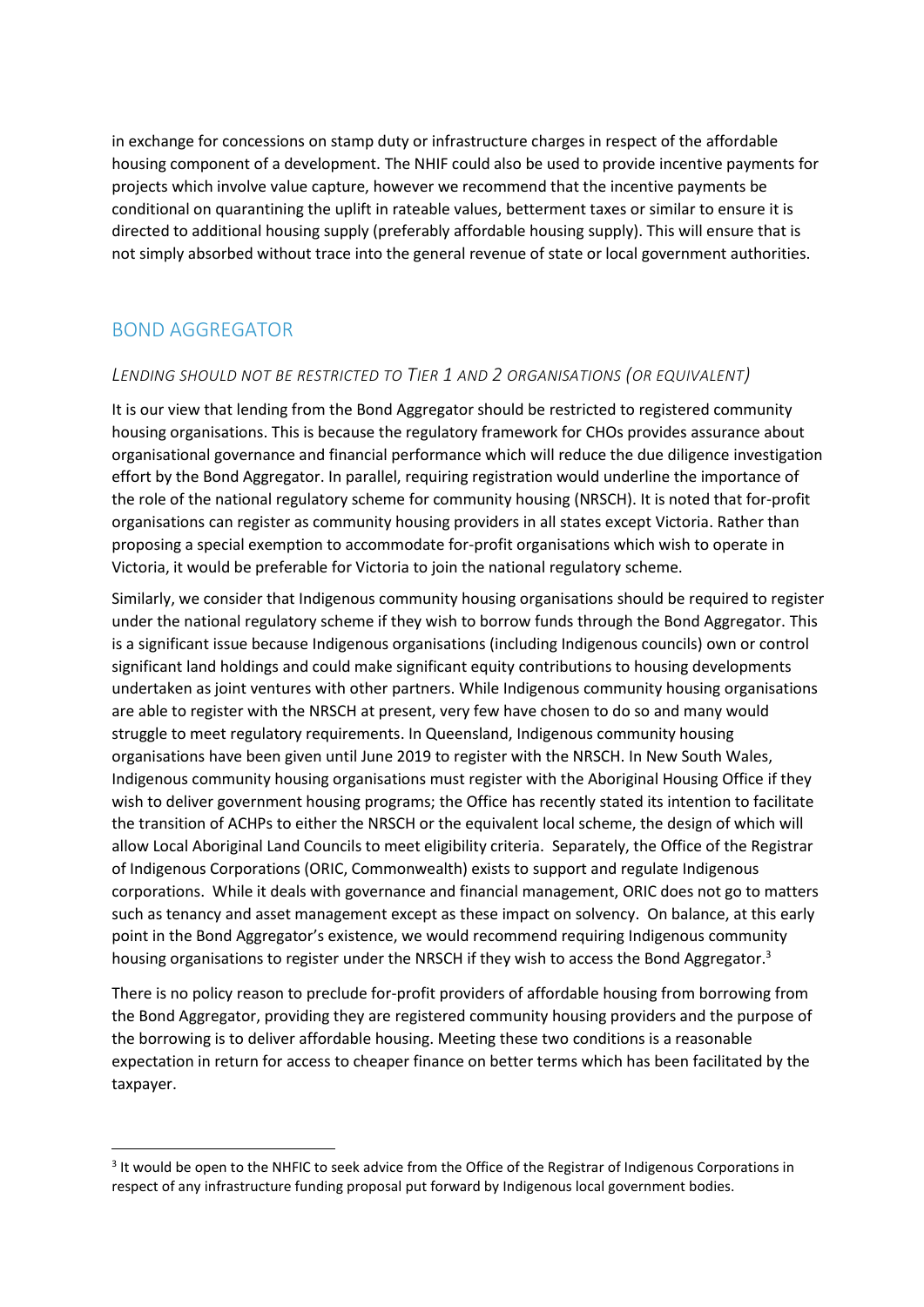in exchange for concessions on stamp duty or infrastructure charges in respect of the affordable housing component of a development. The NHIF could also be used to provide incentive payments for projects which involve value capture, however we recommend that the incentive payments be conditional on quarantining the uplift in rateable values, betterment taxes or similar to ensure it is directed to additional housing supply (preferably affordable housing supply). This will ensure that is not simply absorbed without trace into the general revenue of state or local government authorities.

## BOND AGGREGATOR

### *Lending should not be restricted to Tier 1 and 2 organisations (or equivalent)*

It is our view that lending from the Bond Aggregator should be restricted to registered community housing organisations. This is because the regulatory framework for CHOs provides assurance about organisational governance and financial performance which will reduce the due diligence investigation effort by the Bond Aggregator. In parallel, requiring registration would underline the importance of the role of the national regulatory scheme for community housing (NRSCH). It is noted that for-profit organisations can register as community housing providers in all states except Victoria. Rather than proposing a special exemption to accommodate for-profit organisations which wish to operate in Victoria, it would be preferable for Victoria to join the national regulatory scheme.

Similarly, we consider that Indigenous community housing organisations should be required to register under the national regulatory scheme if they wish to borrow funds through the Bond Aggregator. This is a significant issue because Indigenous organisations (including Indigenous councils) own or control significant land holdings and could make significant equity contributions to housing developments undertaken as joint ventures with other partners. While Indigenous community housing organisations are able to register with the NRSCH at present, very few have chosen to do so and many would struggle to meet regulatory requirements. In Queensland, Indigenous community housing organisations have been given until June 2019 to register with the NRSCH. In New South Wales, Indigenous community housing organisations must register with the Aboriginal Housing Office if they wish to deliver government housing programs; the Office has recently stated its intention to facilitate the transition of ACHPs to either the NRSCH or the equivalent local scheme, the design of which will allow Local Aboriginal Land Councils to meet eligibility criteria. Separately, the Office of the Registrar of Indigenous Corporations (ORIC, Commonwealth) exists to support and regulate Indigenous corporations. While it deals with governance and financial management, ORIC does not go to matters such as tenancy and asset management except as these impact on solvency. On balance, at this early point in the Bond Aggregator's existence, we would recommend requiring Indigenous community housing organisations to register under the NRSCH if they wish to access the Bond Aggregator.[3]

There is no policy reason to preclude for-profit providers of affordable housing from borrowing from the Bond Aggregator, providing they are registered community housing providers and the purpose of the borrowing is to deliver affordable housing. Meeting these two conditions is a reasonable expectation in return for access to cheaper finance on better terms which has been facilitated by the taxpayer.

[3] It would be open to the NHFIC to seek advice from the Office of the Registrar of Indigenous Corporations in respect of any infrastructure funding proposal put forward by Indigenous local government bodies.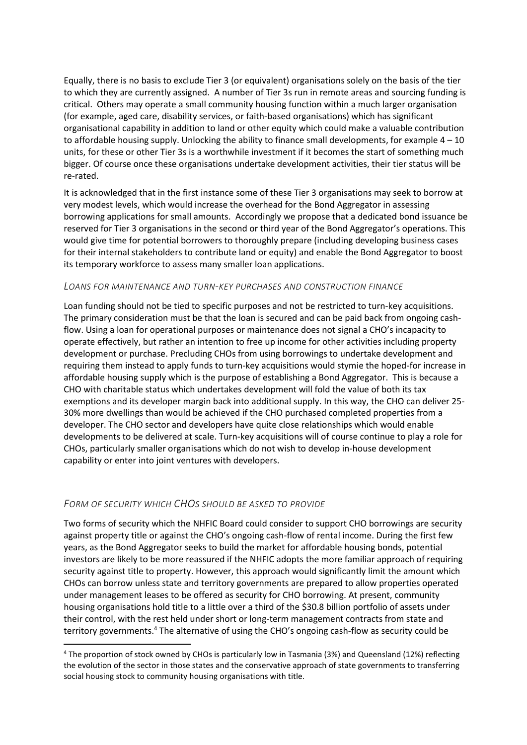Equally, there is no basis to exclude Tier 3 (or equivalent) organisations solely on the basis of the tier to which they are currently assigned. A number of Tier 3s run in remote areas and sourcing funding is critical. Others may operate a small community housing function within a much larger organisation (for example, aged care, disability services, or faith-based organisations) which has significant organisational capability in addition to land or other equity which could make a valuable contribution to affordable housing supply. Unlocking the ability to finance small developments, for example 4 – 10 units, for these or other Tier 3s is a worthwhile investment if it becomes the start of something much bigger. Of course once these organisations undertake development activities, their tier status will be re-rated.

It is acknowledged that in the first instance some of these Tier 3 organisations may seek to borrow at very modest levels, which would increase the overhead for the Bond Aggregator in assessing borrowing applications for small amounts. Accordingly we propose that a dedicated bond issuance be reserved for Tier 3 organisations in the second or third year of the Bond Aggregator's operations. This would give time for potential borrowers to thoroughly prepare (including developing business cases for their internal stakeholders to contribute land or equity) and enable the Bond Aggregator to boost its temporary workforce to assess many smaller loan applications.

### *Loans for maintenance and turn-key purchases and construction finance*

Loan funding should not be tied to specific purposes and not be restricted to turn-key acquisitions. The primary consideration must be that the loan is secured and can be paid back from ongoing cash-flow. Using a loan for operational purposes or maintenance does not signal a CHO's incapacity to operate effectively, but rather an intention to free up income for other activities including property development or purchase. Precluding CHOs from using borrowings to undertake development and requiring them instead to apply funds to turn-key acquisitions would stymie the hoped-for increase in affordable housing supply which is the purpose of establishing a Bond Aggregator. This is because a CHO with charitable status which undertakes development will fold the value of both its tax exemptions and its developer margin back into additional supply. In this way, the CHO can deliver 25-30% more dwellings than would be achieved if the CHO purchased completed properties from a developer. The CHO sector and developers have quite close relationships which would enable developments to be delivered at scale. Turn-key acquisitions will of course continue to play a role for CHOs, particularly smaller organisations which do not wish to develop in-house development capability or enter into joint ventures with developers.

### *Form of security which CHOs should be asked to provide*

Two forms of security which the NHFIC Board could consider to support CHO borrowings are security against property title or against the CHO's ongoing cash-flow of rental income. During the first few years, as the Bond Aggregator seeks to build the market for affordable housing bonds, potential investors are likely to be more reassured if the NHFIC adopts the more familiar approach of requiring security against title to property. However, this approach would significantly limit the amount which CHOs can borrow unless state and territory governments are prepared to allow properties operated under management leases to be offered as security for CHO borrowing. At present, community housing organisations hold title to a little over a third of the \$30.8 billion portfolio of assets under their control, with the rest held under short or long-term management contracts from state and territory governments.[4] The alternative of using the CHO's ongoing cash-flow as security could be

[4] The proportion of stock owned by CHOs is particularly low in Tasmania (3%) and Queensland (12%) reflecting the evolution of the sector in those states and the conservative approach of state governments to transferring social housing stock to community housing organisations with title.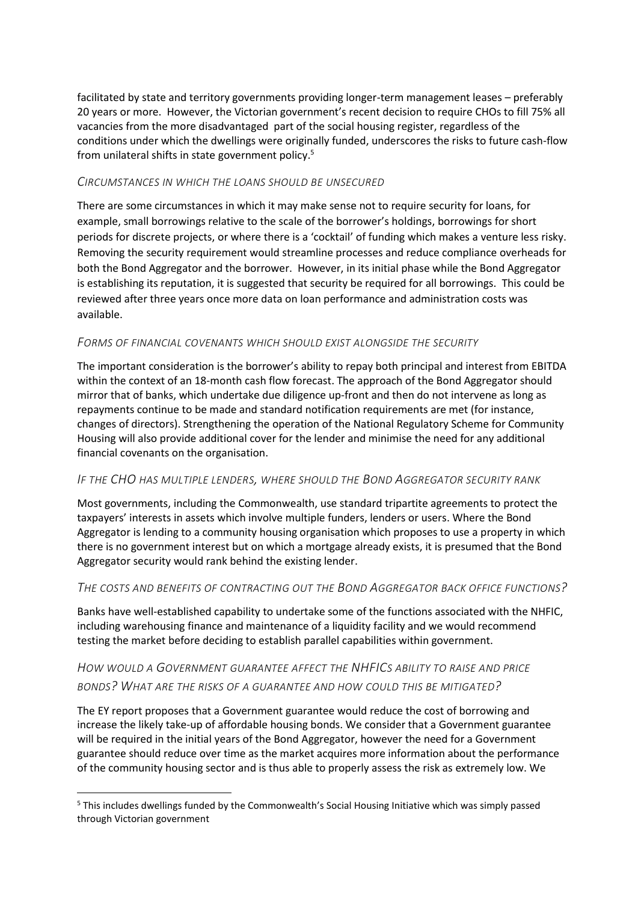facilitated by state and territory governments providing longer-term management leases – preferably 20 years or more. However, the Victorian government's recent decision to require CHOs to fill 75% all vacancies from the more disadvantaged part of the social housing register, regardless of the conditions under which the dwellings were originally funded, underscores the risks to future cash-flow from unilateral shifts in state government policy.[5]

### *Circumstances in which the loans should be unsecured*

There are some circumstances in which it may make sense not to require security for loans, for example, small borrowings relative to the scale of the borrower's holdings, borrowings for short periods for discrete projects, or where there is a 'cocktail' of funding which makes a venture less risky. Removing the security requirement would streamline processes and reduce compliance overheads for both the Bond Aggregator and the borrower. However, in its initial phase while the Bond Aggregator is establishing its reputation, it is suggested that security be required for all borrowings. This could be reviewed after three years once more data on loan performance and administration costs was available.

### *Forms of financial covenants which should exist alongside the security*

The important consideration is the borrower's ability to repay both principal and interest from EBITDA within the context of an 18-month cash flow forecast. The approach of the Bond Aggregator should mirror that of banks, which undertake due diligence up-front and then do not intervene as long as repayments continue to be made and standard notification requirements are met (for instance, changes of directors). Strengthening the operation of the National Regulatory Scheme for Community Housing will also provide additional cover for the lender and minimise the need for any additional financial covenants on the organisation.

### *If the CHO has multiple lenders, where should the Bond Aggregator security rank*

Most governments, including the Commonwealth, use standard tripartite agreements to protect the taxpayers' interests in assets which involve multiple funders, lenders or users. Where the Bond Aggregator is lending to a community housing organisation which proposes to use a property in which there is no government interest but on which a mortgage already exists, it is presumed that the Bond Aggregator security would rank behind the existing lender.

### *The costs and benefits of contracting out the Bond Aggregator back office functions?*

Banks have well-established capability to undertake some of the functions associated with the NHFIC, including warehousing finance and maintenance of a liquidity facility and we would recommend testing the market before deciding to establish parallel capabilities within government.

### *How would a Government guarantee affect the NHFICs ability to raise and price bonds? What are the risks of a guarantee and how could this be mitigated?*

The EY report proposes that a Government guarantee would reduce the cost of borrowing and increase the likely take-up of affordable housing bonds. We consider that a Government guarantee will be required in the initial years of the Bond Aggregator, however the need for a Government guarantee should reduce over time as the market acquires more information about the performance of the community housing sector and is thus able to properly assess the risk as extremely low. We

---

[5] This includes dwellings funded by the Commonwealth's Social Housing Initiative which was simply passed through Victorian government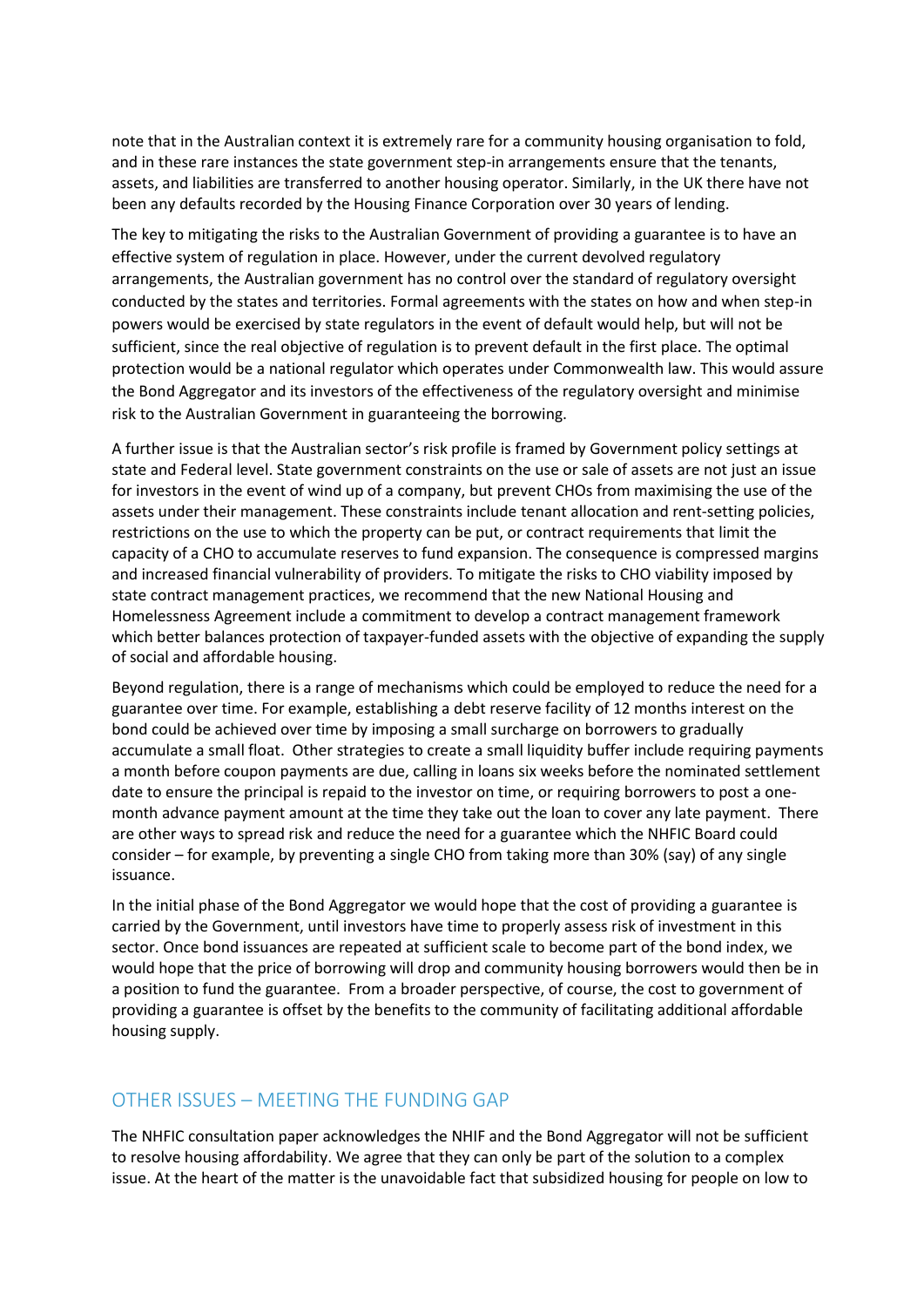note that in the Australian context it is extremely rare for a community housing organisation to fold, and in these rare instances the state government step-in arrangements ensure that the tenants, assets, and liabilities are transferred to another housing operator. Similarly, in the UK there have not been any defaults recorded by the Housing Finance Corporation over 30 years of lending.

The key to mitigating the risks to the Australian Government of providing a guarantee is to have an effective system of regulation in place. However, under the current devolved regulatory arrangements, the Australian government has no control over the standard of regulatory oversight conducted by the states and territories. Formal agreements with the states on how and when step-in powers would be exercised by state regulators in the event of default would help, but will not be sufficient, since the real objective of regulation is to prevent default in the first place. The optimal protection would be a national regulator which operates under Commonwealth law. This would assure the Bond Aggregator and its investors of the effectiveness of the regulatory oversight and minimise risk to the Australian Government in guaranteeing the borrowing.

A further issue is that the Australian sector's risk profile is framed by Government policy settings at state and Federal level. State government constraints on the use or sale of assets are not just an issue for investors in the event of wind up of a company, but prevent CHOs from maximising the use of the assets under their management. These constraints include tenant allocation and rent-setting policies, restrictions on the use to which the property can be put, or contract requirements that limit the capacity of a CHO to accumulate reserves to fund expansion. The consequence is compressed margins and increased financial vulnerability of providers. To mitigate the risks to CHO viability imposed by state contract management practices, we recommend that the new National Housing and Homelessness Agreement include a commitment to develop a contract management framework which better balances protection of taxpayer-funded assets with the objective of expanding the supply of social and affordable housing.

Beyond regulation, there is a range of mechanisms which could be employed to reduce the need for a guarantee over time. For example, establishing a debt reserve facility of 12 months interest on the bond could be achieved over time by imposing a small surcharge on borrowers to gradually accumulate a small float. Other strategies to create a small liquidity buffer include requiring payments a month before coupon payments are due, calling in loans six weeks before the nominated settlement date to ensure the principal is repaid to the investor on time, or requiring borrowers to post a one-month advance payment amount at the time they take out the loan to cover any late payment. There are other ways to spread risk and reduce the need for a guarantee which the NHFIC Board could consider – for example, by preventing a single CHO from taking more than 30% (say) of any single issuance.

In the initial phase of the Bond Aggregator we would hope that the cost of providing a guarantee is carried by the Government, until investors have time to properly assess risk of investment in this sector. Once bond issuances are repeated at sufficient scale to become part of the bond index, we would hope that the price of borrowing will drop and community housing borrowers would then be in a position to fund the guarantee. From a broader perspective, of course, the cost to government of providing a guarantee is offset by the benefits to the community of facilitating additional affordable housing supply.

## OTHER ISSUES – MEETING THE FUNDING GAP

The NHFIC consultation paper acknowledges the NHIF and the Bond Aggregator will not be sufficient to resolve housing affordability. We agree that they can only be part of the solution to a complex issue. At the heart of the matter is the unavoidable fact that subsidized housing for people on low to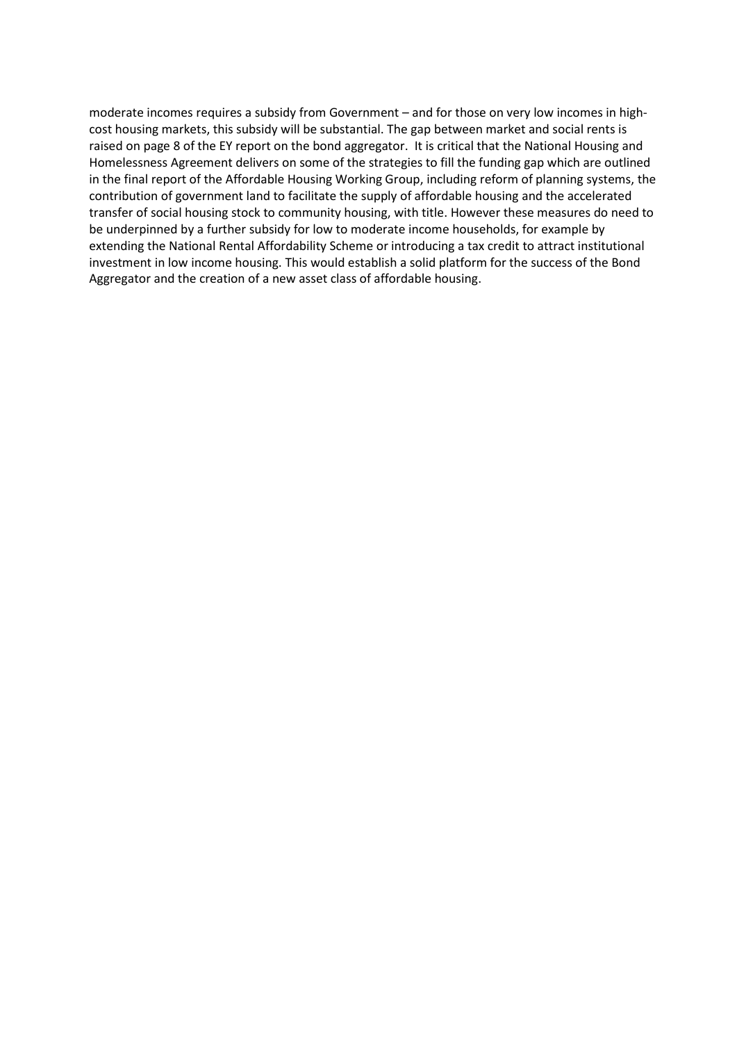moderate incomes requires a subsidy from Government – and for those on very low incomes in high-cost housing markets, this subsidy will be substantial. The gap between market and social rents is raised on page 8 of the EY report on the bond aggregator. It is critical that the National Housing and Homelessness Agreement delivers on some of the strategies to fill the funding gap which are outlined in the final report of the Affordable Housing Working Group, including reform of planning systems, the contribution of government land to facilitate the supply of affordable housing and the accelerated transfer of social housing stock to community housing, with title. However these measures do need to be underpinned by a further subsidy for low to moderate income households, for example by extending the National Rental Affordability Scheme or introducing a tax credit to attract institutional investment in low income housing. This would establish a solid platform for the success of the Bond Aggregator and the creation of a new asset class of affordable housing.